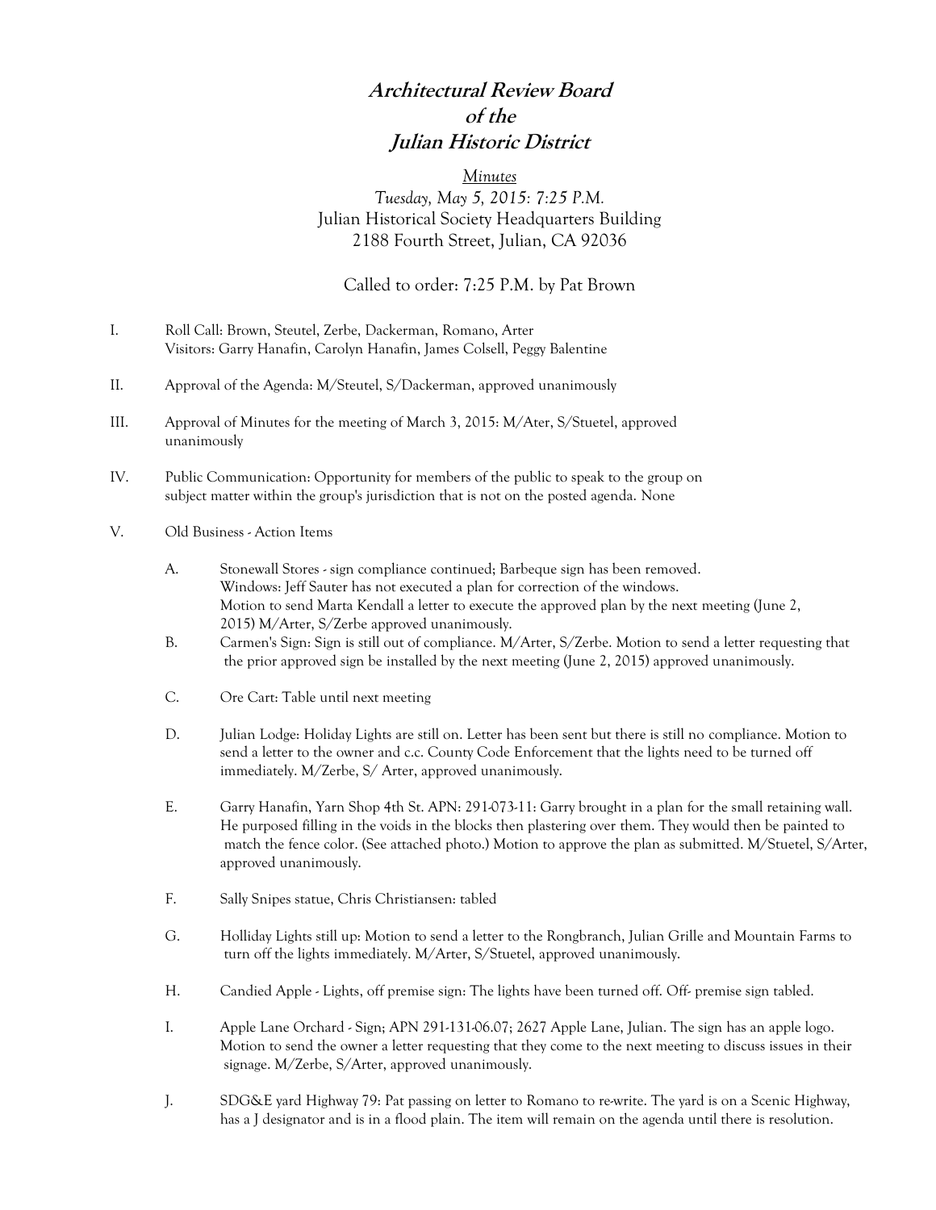# *Architectural Review Board*
# *of the*
# *Julian Historic District*

*Minutes*

*Tuesday, May 5, 2015: 7:25 P.M.*

Julian Historical Society Headquarters Building

2188 Fourth Street, Julian, CA 92036

Called to order: 7:25 P.M. by Pat Brown

I. Roll Call: Brown, Steutel, Zerbe, Dackerman, Romano, Arter
   Visitors: Garry Hanafin, Carolyn Hanafin, James Colsell, Peggy Balentine

II. Approval of the Agenda: M/Steutel, S/Dackerman, approved unanimously

III. Approval of Minutes for the meeting of March 3, 2015: M/Ater, S/Stuetel, approved unanimously

IV. Public Communication: Opportunity for members of the public to speak to the group on subject matter within the group's jurisdiction that is not on the posted agenda. None

V. Old Business - Action Items

   A. Stonewall Stores - sign compliance continued; Barbeque sign has been removed.
      Windows: Jeff Sauter has not executed a plan for correction of the windows.
      Motion to send Marta Kendall a letter to execute the approved plan by the next meeting (June 2, 2015) M/Arter, S/Zerbe approved unanimously.

   B. Carmen's Sign: Sign is still out of compliance. M/Arter, S/Zerbe. Motion to send a letter requesting that the prior approved sign be installed by the next meeting (June 2, 2015) approved unanimously.

   C. Ore Cart: Table until next meeting

   D. Julian Lodge: Holiday Lights are still on. Letter has been sent but there is still no compliance. Motion to send a letter to the owner and c.c. County Code Enforcement that the lights need to be turned off immediately. M/Zerbe, S/ Arter, approved unanimously.

   E. Garry Hanafin, Yarn Shop 4th St. APN: 291-073-11: Garry brought in a plan for the small retaining wall. He purposed filling in the voids in the blocks then plastering over them. They would then be painted to match the fence color. (See attached photo.) Motion to approve the plan as submitted. M/Stuetel, S/Arter, approved unanimously.

   F. Sally Snipes statue, Chris Christiansen: tabled

   G. Holliday Lights still up: Motion to send a letter to the Rongbranch, Julian Grille and Mountain Farms to turn off the lights immediately. M/Arter, S/Stuetel, approved unanimously.

   H. Candied Apple - Lights, off premise sign: The lights have been turned off. Off- premise sign tabled.

   I. Apple Lane Orchard - Sign; APN 291-131-06.07; 2627 Apple Lane, Julian. The sign has an apple logo. Motion to send the owner a letter requesting that they come to the next meeting to discuss issues in their signage. M/Zerbe, S/Arter, approved unanimously.

   J. SDG&E yard Highway 79: Pat passing on letter to Romano to re-write. The yard is on a Scenic Highway, has a J designator and is in a flood plain. The item will remain on the agenda until there is resolution.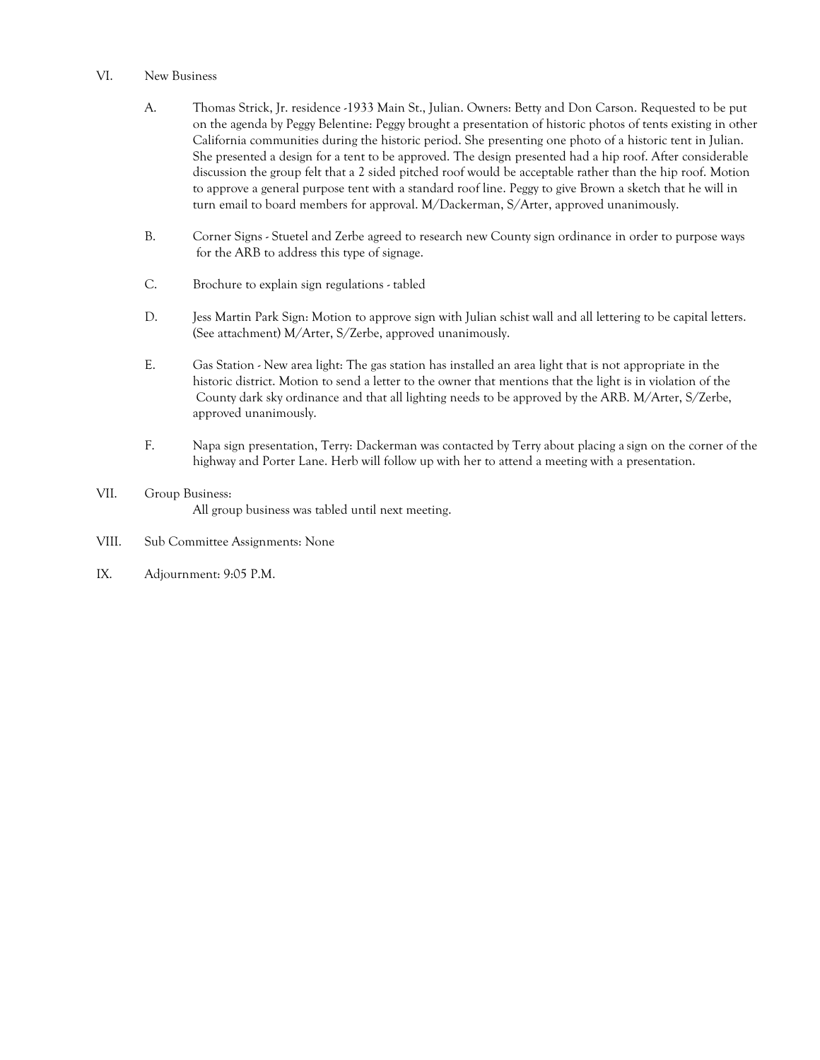VI. New Business

A. Thomas Strick, Jr. residence -1933 Main St., Julian. Owners: Betty and Don Carson. Requested to be put on the agenda by Peggy Belentine: Peggy brought a presentation of historic photos of tents existing in other California communities during the historic period. She presenting one photo of a historic tent in Julian. She presented a design for a tent to be approved. The design presented had a hip roof. After considerable discussion the group felt that a 2 sided pitched roof would be acceptable rather than the hip roof. Motion to approve a general purpose tent with a standard roof line. Peggy to give Brown a sketch that he will in turn email to board members for approval. M/Dackerman, S/Arter, approved unanimously.

B. Corner Signs - Stuetel and Zerbe agreed to research new County sign ordinance in order to purpose ways for the ARB to address this type of signage.

C. Brochure to explain sign regulations - tabled

D. Jess Martin Park Sign: Motion to approve sign with Julian schist wall and all lettering to be capital letters. (See attachment) M/Arter, S/Zerbe, approved unanimously.

E. Gas Station - New area light: The gas station has installed an area light that is not appropriate in the historic district. Motion to send a letter to the owner that mentions that the light is in violation of the County dark sky ordinance and that all lighting needs to be approved by the ARB. M/Arter, S/Zerbe, approved unanimously.

F. Napa sign presentation, Terry: Dackerman was contacted by Terry about placing a sign on the corner of the highway and Porter Lane. Herb will follow up with her to attend a meeting with a presentation.

VII. Group Business:

All group business was tabled until next meeting.

VIII. Sub Committee Assignments: None

IX. Adjournment: 9:05 P.M.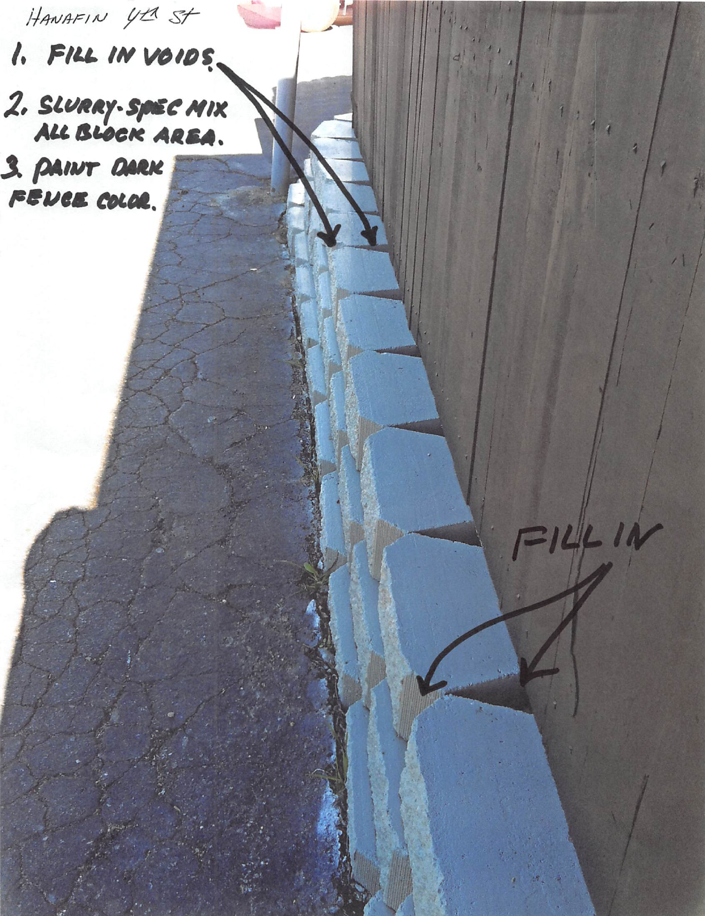HANAFIN 4th ST

1. FILL IN VOIDS.
2. SLURRY-SPEC MIX ALL BLOCK AREA.
3. PAINT DARK FENCE COLOR.

FILL IN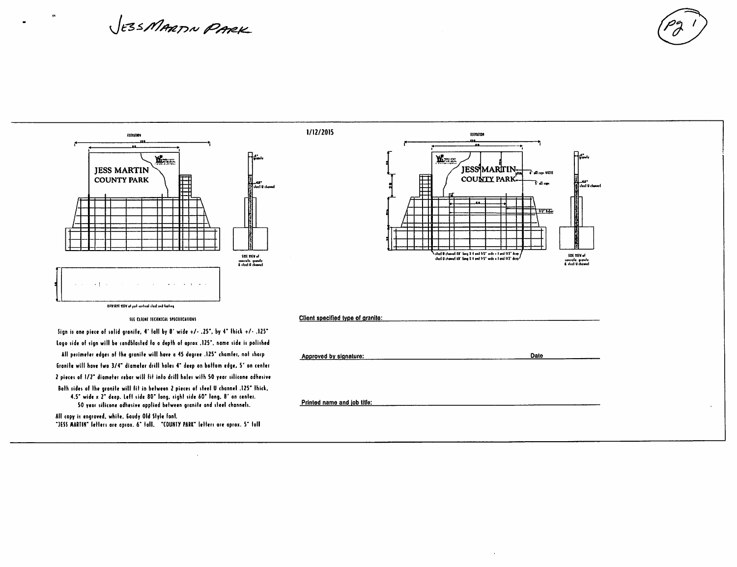JESS MARTIN PARK

1/12/2015

ELEVATION

JESS MARTIN
COUNTY PARK

SIDE VIEW of concrete, granite & steel U channel

ELEVATION

JESS MARTIN
COUNTY PARK

6" all caps WHITE

5" all caps

1/2" Rebar

steel U channel 80" long X 4 and 1/2" wide x 1 and 1/2" deep

steel U channel 60" long X 4 and 1/2" wide x 1 and 1/2" deep

SIDE VIEW of concrete, granite & steel U channel

SEE CLIENT TECHNICAL SPECIFICATIONS

Sign is one piece of solid granite, 4' tall by 8' wide +/- .25", by 4" thick +/- .125"

Logo side of sign will be sandblasted to a depth of aprox .125", name side is polished

All perimeter edges of the granite will have a 45 degree .125" chamfer, not sharp

Granite will have two 3/4" diameter drill holes 4" deep on bottom edge, 5' on center

2 pieces of 1/2" diameter rebar will fit into drill holes with 50 year silicone adhesive

Both sides of the granite will fit in between 2 pieces of steel U channel .125" thick, 4.5" wide x 2" deep. Left side 80" long, right side 60" long, 8' on center. 50 year silicone adhesive applied between granite and steel channels.

All copy is engraved, white, Goudy Old Style font.
"JESS MARTIN" letters are aprox. 6" tall. "COUNTY PARK" letters are aprox. 5" tall

Client specified type of granite: ____________________

Approved by signature: ____________________ Date ____________________

Printed name and job title: ____________________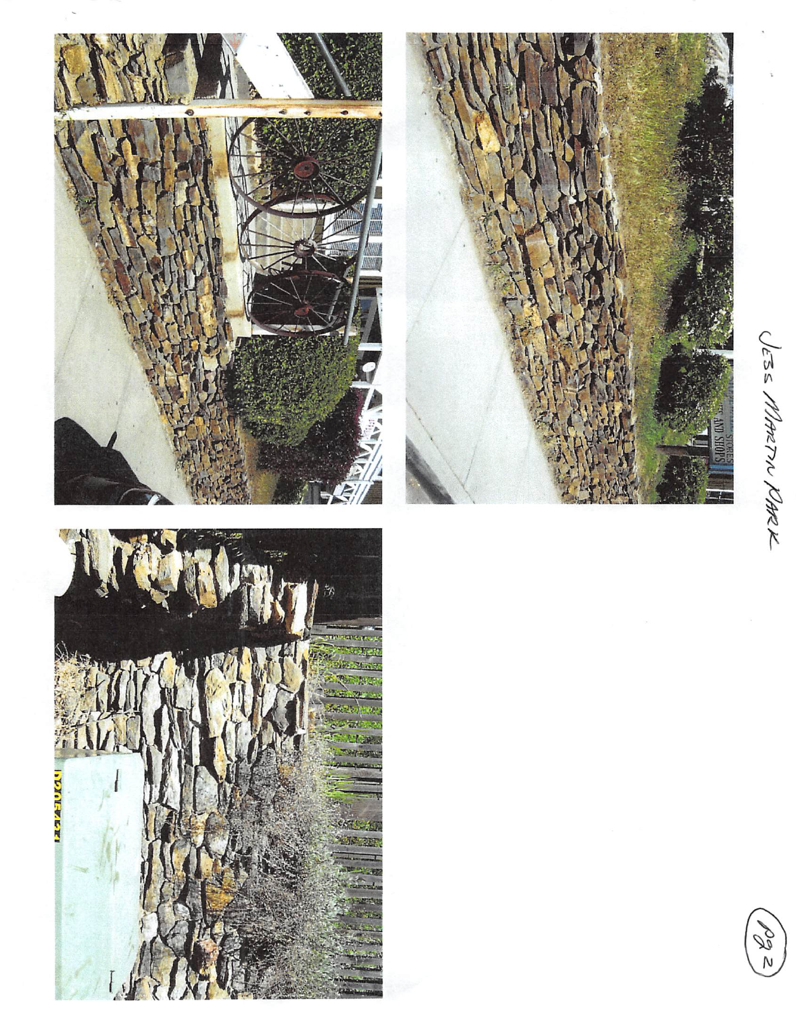JESS MARTIN PARK